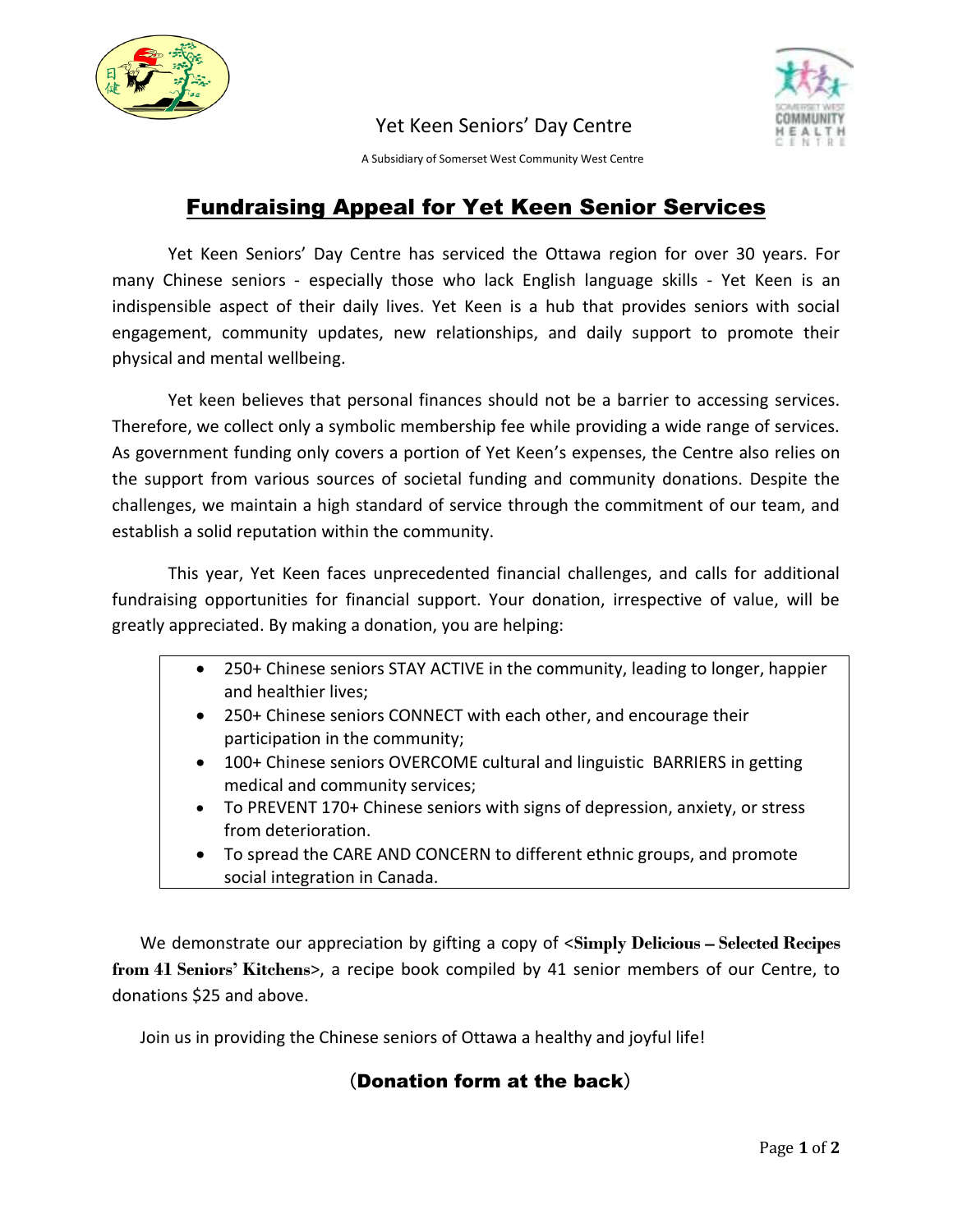Yet Keen Seniors' Day Centre

A Subsidiary of Somerset West Community West Centre

# Fundraising Appeal for Yet Keen Senior Services

Yet Keen Seniors' Day Centre has serviced the Ottawa region for over 30 years. For many Chinese seniors - especially those who lack English language skills - Yet Keen is an indispensible aspect of their daily lives. Yet Keen is a hub that provides seniors with social engagement, community updates, new relationships, and daily support to promote their physical and mental wellbeing.

Yet keen believes that personal finances should not be a barrier to accessing services. Therefore, we collect only a symbolic membership fee while providing a wide range of services. As government funding only covers a portion of Yet Keen's expenses, the Centre also relies on the support from various sources of societal funding and community donations. Despite the challenges, we maintain a high standard of service through the commitment of our team, and establish a solid reputation within the community.

This year, Yet Keen faces unprecedented financial challenges, and calls for additional fundraising opportunities for financial support. Your donation, irrespective of value, will be greatly appreciated. By making a donation, you are helping:

- 250+ Chinese seniors STAY ACTIVE in the community, leading to longer, happier and healthier lives;
- 250+ Chinese seniors CONNECT with each other, and encourage their participation in the community;
- 100+ Chinese seniors OVERCOME cultural and linguistic BARRIERS in getting medical and community services;
- To PREVENT 170+ Chinese seniors with signs of depression, anxiety, or stress from deterioration.
- To spread the CARE AND CONCERN to different ethnic groups, and promote social integration in Canada.

We demonstrate our appreciation by gifting a copy of <**Simply Delicious – Selected Recipes from 41 Seniors' Kitchens**>, a recipe book compiled by 41 senior members of our Centre, to donations $25 and above.

Join us in providing the Chinese seniors of Ottawa a healthy and joyful life!

(**Donation form at the back**)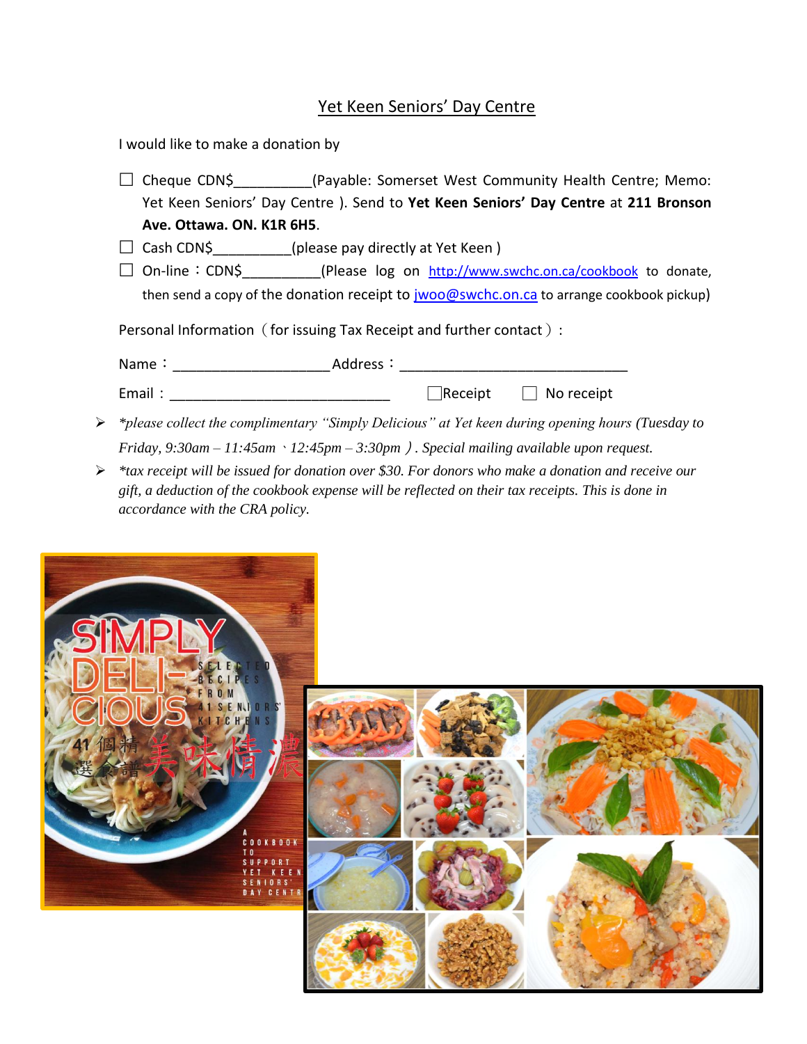# Yet Keen Seniors' Day Centre

I would like to make a donation by

- ☐ Cheque CDN$__________(Payable: Somerset West Community Health Centre; Memo: Yet Keen Seniors' Day Centre ). Send to **Yet Keen Seniors' Day Centre** at **211 Bronson Ave. Ottawa. ON. K1R 6H5**.
- ☐ Cash CDN$__________(please pay directly at Yet Keen )
- ☐ On-line：CDN$__________(Please log on http://www.swchc.on.ca/cookbook to donate, then send a copy of the donation receipt to jwoo@swchc.on.ca to arrange cookbook pickup)

Personal Information（for issuing Tax Receipt and further contact）:

Name：____________________ Address：______________________________

Email：_____________________________ ☐Receipt ☐ No receipt

- *\*please collect the complimentary "Simply Delicious" at Yet keen during opening hours (Tuesday to Friday, 9:30am – 11:45am、12:45pm – 3:30pm）. Special mailing available upon request.*
- *\*tax receipt will be issued for donation over $30. For donors who make a donation and receive our gift, a deduction of the cookbook expense will be reflected on their tax receipts. This is done in accordance with the CRA policy.*